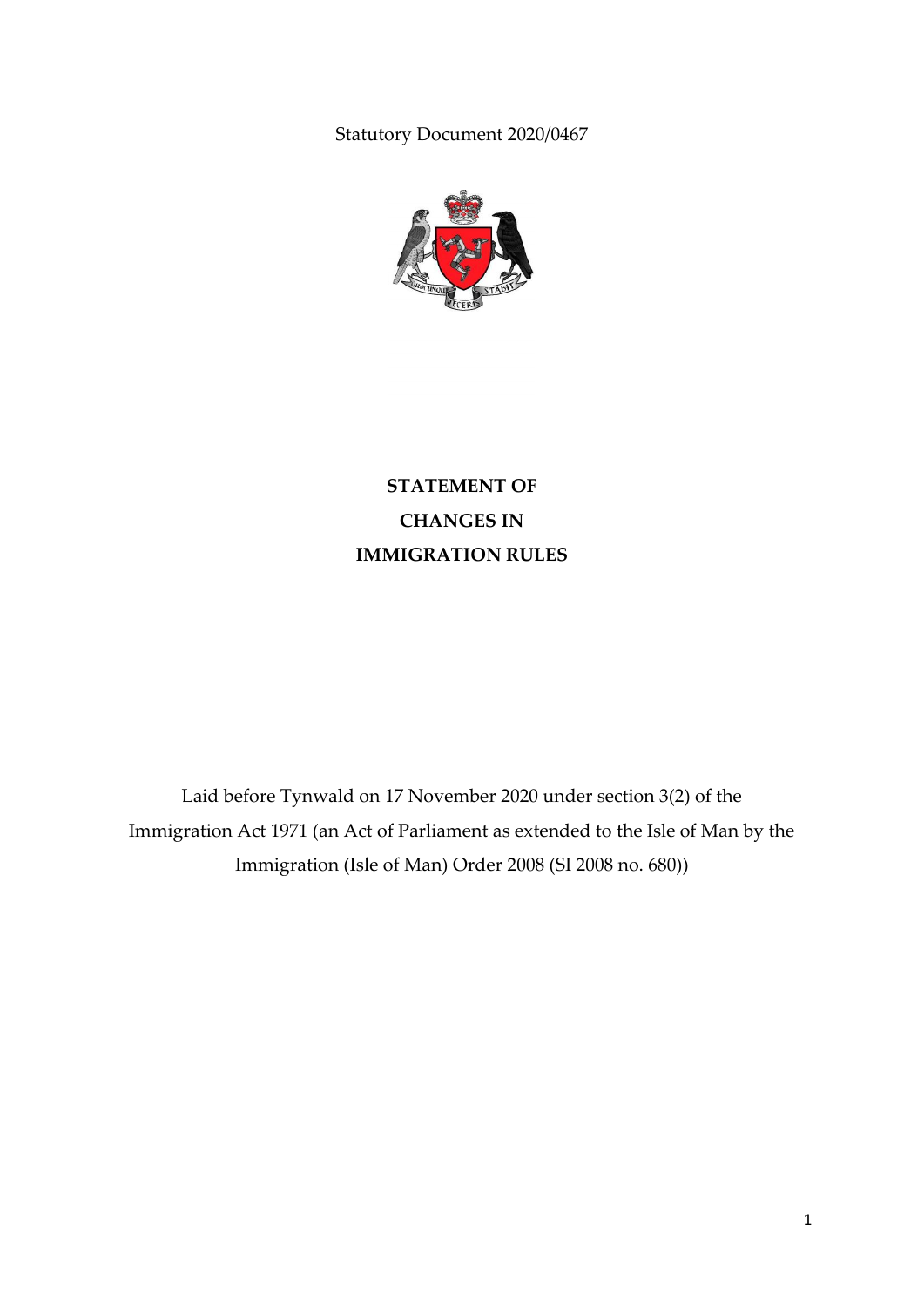Statutory Document 2020/0467

# STATEMENT OF CHANGES IN IMMIGRATION RULES

Laid before Tynwald on 17 November 2020 under section 3(2) of the Immigration Act 1971 (an Act of Parliament as extended to the Isle of Man by the Immigration (Isle of Man) Order 2008 (SI 2008 no. 680))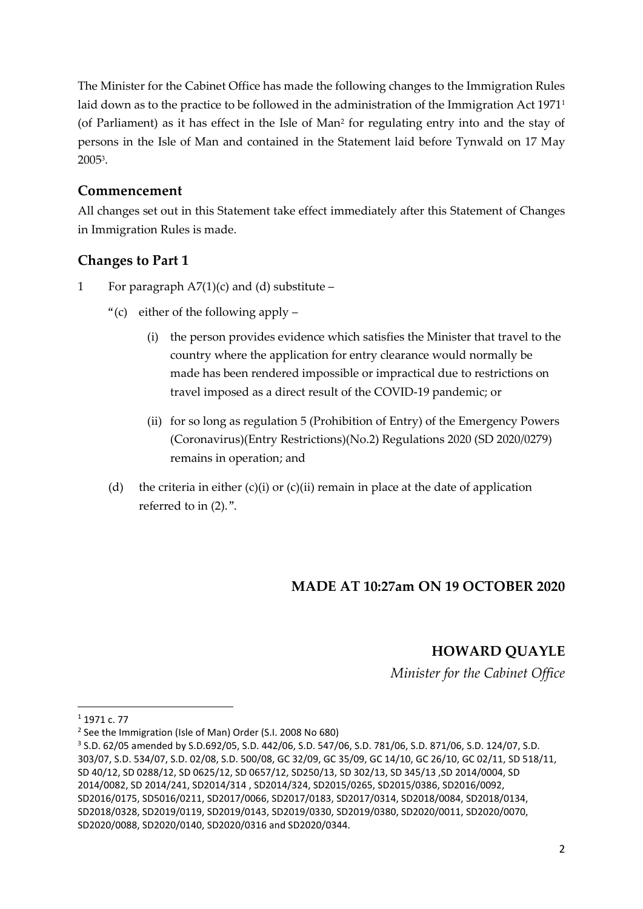The Minister for the Cabinet Office has made the following changes to the Immigration Rules laid down as to the practice to be followed in the administration of the Immigration Act 1971[1] (of Parliament) as it has effect in the Isle of Man[2] for regulating entry into and the stay of persons in the Isle of Man and contained in the Statement laid before Tynwald on 17 May 2005[3].

## Commencement

All changes set out in this Statement take effect immediately after this Statement of Changes in Immigration Rules is made.

## Changes to Part 1

1 For paragraph A7(1)(c) and (d) substitute –

"(c) either of the following apply –

(i) the person provides evidence which satisfies the Minister that travel to the country where the application for entry clearance would normally be made has been rendered impossible or impractical due to restrictions on travel imposed as a direct result of the COVID-19 pandemic; or

(ii) for so long as regulation 5 (Prohibition of Entry) of the Emergency Powers (Coronavirus)(Entry Restrictions)(No.2) Regulations 2020 (SD 2020/0279) remains in operation; and

(d) the criteria in either (c)(i) or (c)(ii) remain in place at the date of application referred to in (2).".

**MADE AT 10:27am ON 19 OCTOBER 2020**

**HOWARD QUAYLE**

*Minister for the Cabinet Office*

---

[1] 1971 c. 77

[2] See the Immigration (Isle of Man) Order (S.I. 2008 No 680)

[3] S.D. 62/05 amended by S.D.692/05, S.D. 442/06, S.D. 547/06, S.D. 781/06, S.D. 871/06, S.D. 124/07, S.D. 303/07, S.D. 534/07, S.D. 02/08, S.D. 500/08, GC 32/09, GC 35/09, GC 14/10, GC 26/10, GC 02/11, SD 518/11, SD 40/12, SD 0288/12, SD 0625/12, SD 0657/12, SD250/13, SD 302/13, SD 345/13 ,SD 2014/0004, SD 2014/0082, SD 2014/241, SD2014/314 , SD2014/324, SD2015/0265, SD2015/0386, SD2016/0092, SD2016/0175, SD5016/0211, SD2017/0066, SD2017/0183, SD2017/0314, SD2018/0084, SD2018/0134, SD2018/0328, SD2019/0119, SD2019/0143, SD2019/0330, SD2019/0380, SD2020/0011, SD2020/0070, SD2020/0088, SD2020/0140, SD2020/0316 and SD2020/0344.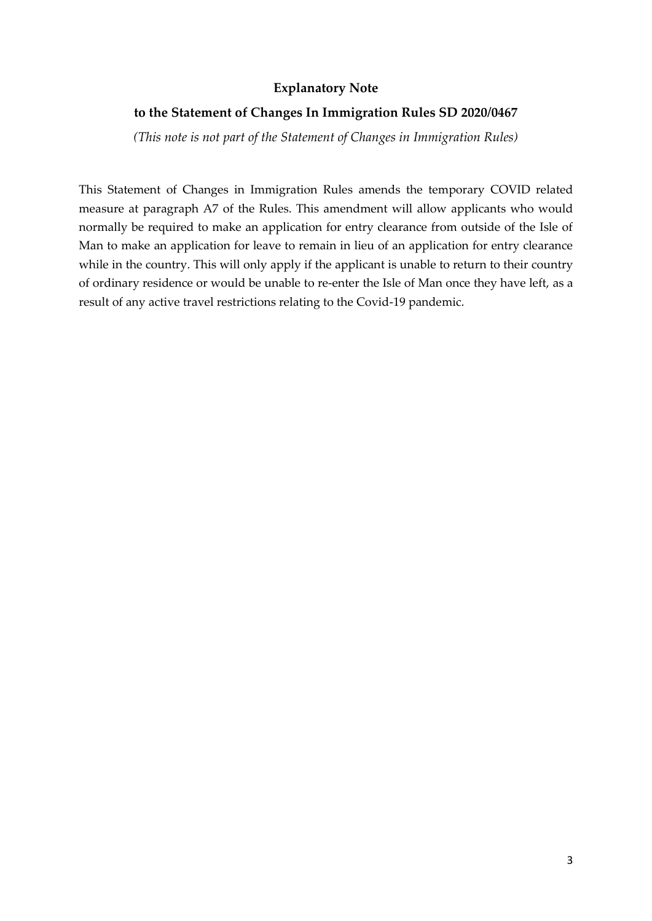## Explanatory Note

## to the Statement of Changes In Immigration Rules SD 2020/0467

*(This note is not part of the Statement of Changes in Immigration Rules)*

This Statement of Changes in Immigration Rules amends the temporary COVID related measure at paragraph A7 of the Rules. This amendment will allow applicants who would normally be required to make an application for entry clearance from outside of the Isle of Man to make an application for leave to remain in lieu of an application for entry clearance while in the country. This will only apply if the applicant is unable to return to their country of ordinary residence or would be unable to re-enter the Isle of Man once they have left, as a result of any active travel restrictions relating to the Covid-19 pandemic.